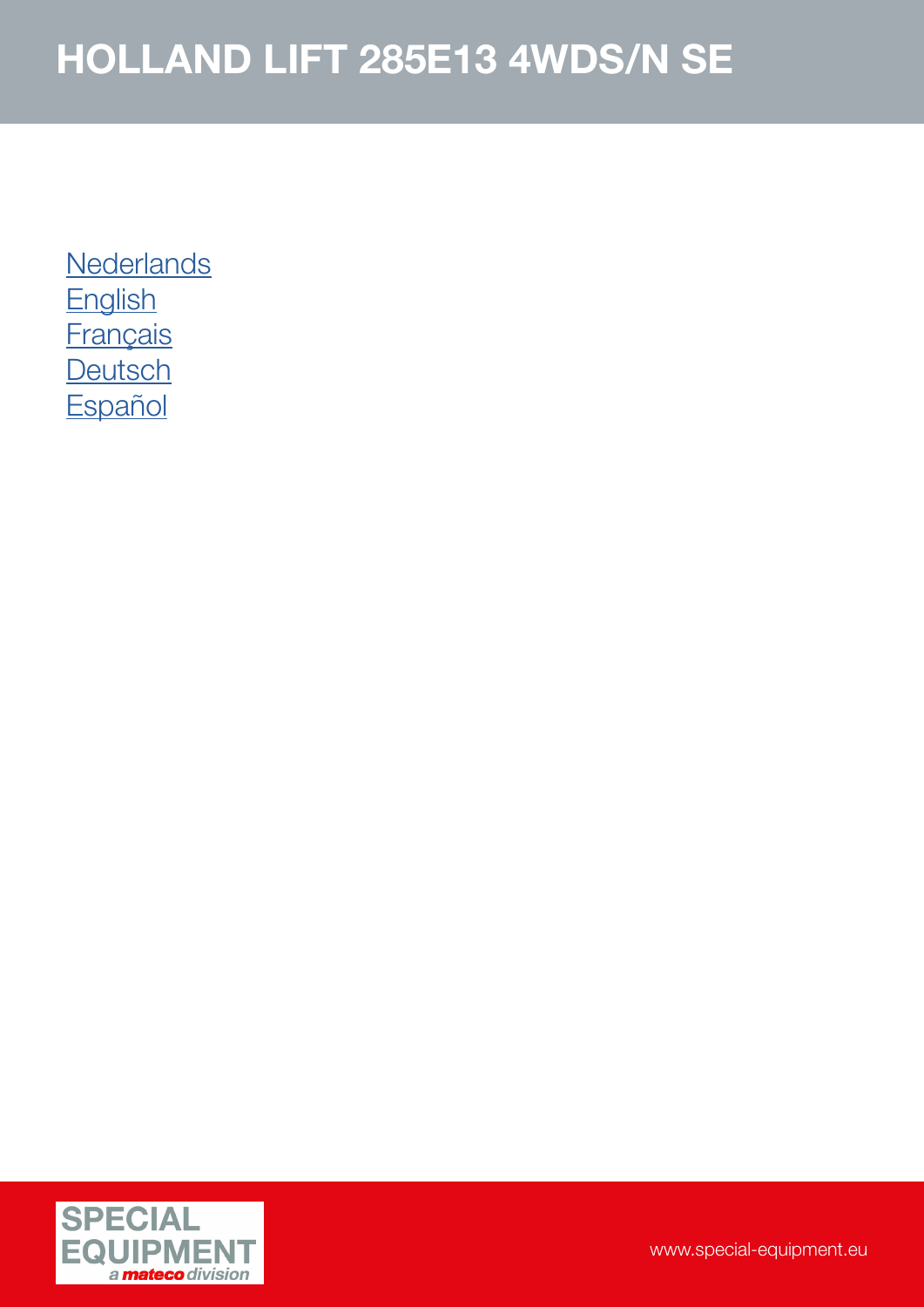# HOLLAND LIFT 285E13 4WDS/N SE

Nederlands
English
Français
Deutsch
Español

SPECIAL EQUIPMENT
a mateco division

www.special-equipment.eu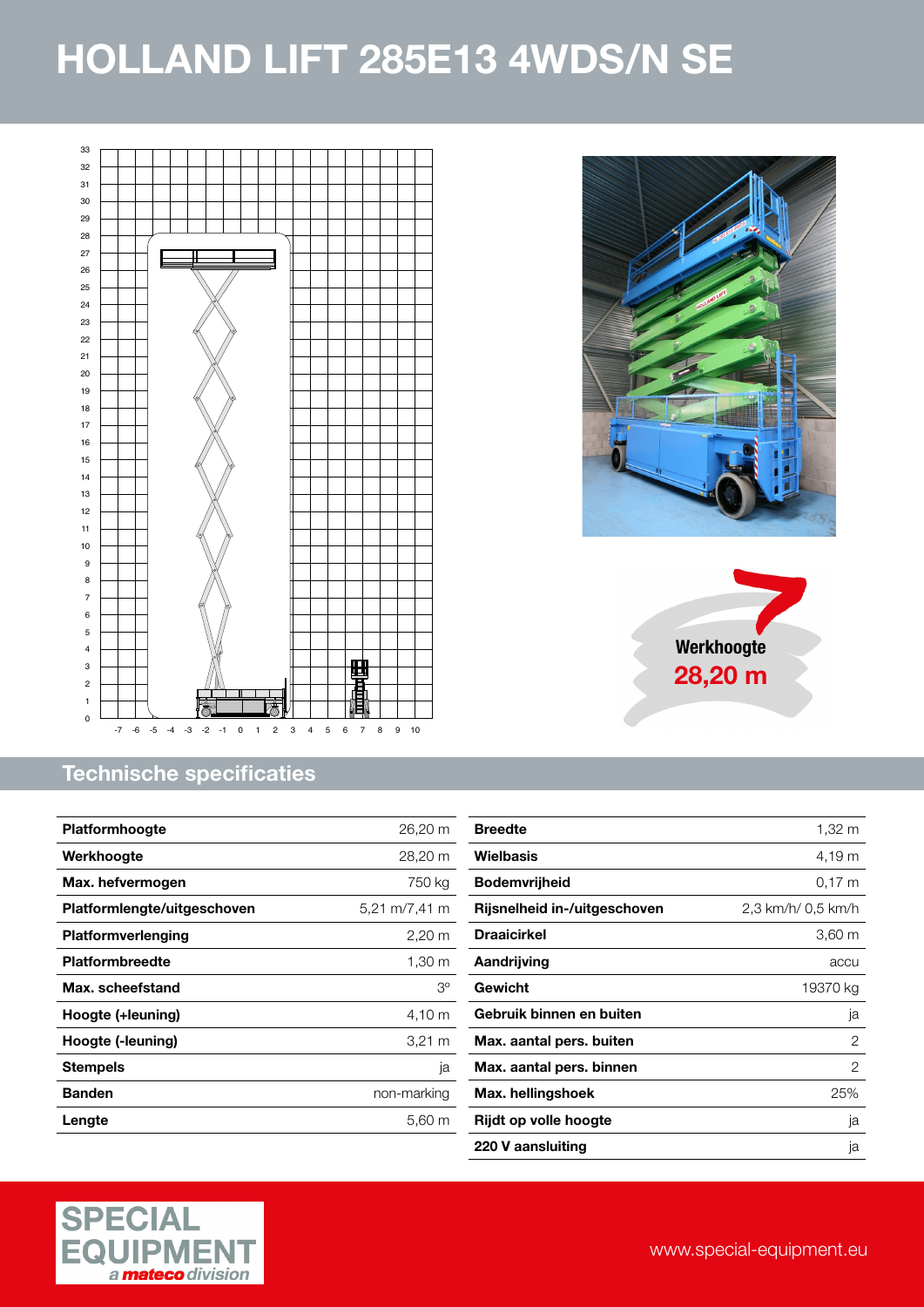# HOLLAND LIFT 285E13 4WDS/N SE

**Werkhoogte**
**28,20 m**

## Technische specificaties

| Platformhoogte | 26,20 m |
|---|---|
| Werkhoogte | 28,20 m |
| Max. hefvermogen | 750 kg |
| Platformlengte/uitgeschoven | 5,21 m/7,41 m |
| Platformverlenging | 2,20 m |
| Platformbreedte | 1,30 m |
| Max. scheefstand | 3° |
| Hoogte (+leuning) | 4,10 m |
| Hoogte (-leuning) | 3,21 m |
| Stempels | ja |
| Banden | non-marking |
| Lengte | 5,60 m |

| Breedte | 1,32 m |
|---|---|
| Wielbasis | 4,19 m |
| Bodemvrijheid | 0,17 m |
| Rijsnelheid in-/uitgeschoven | 2,3 km/h/ 0,5 km/h |
| Draaicirkel | 3,60 m |
| Aandrijving | accu |
| Gewicht | 19370 kg |
| Gebruik binnen en buiten | ja |
| Max. aantal pers. buiten | 2 |
| Max. aantal pers. binnen | 2 |
| Max. hellingshoek | 25% |
| Rijdt op volle hoogte | ja |
| 220 V aansluiting | ja |

SPECIAL EQUIPMENT *a mateco division*

www.special-equipment.eu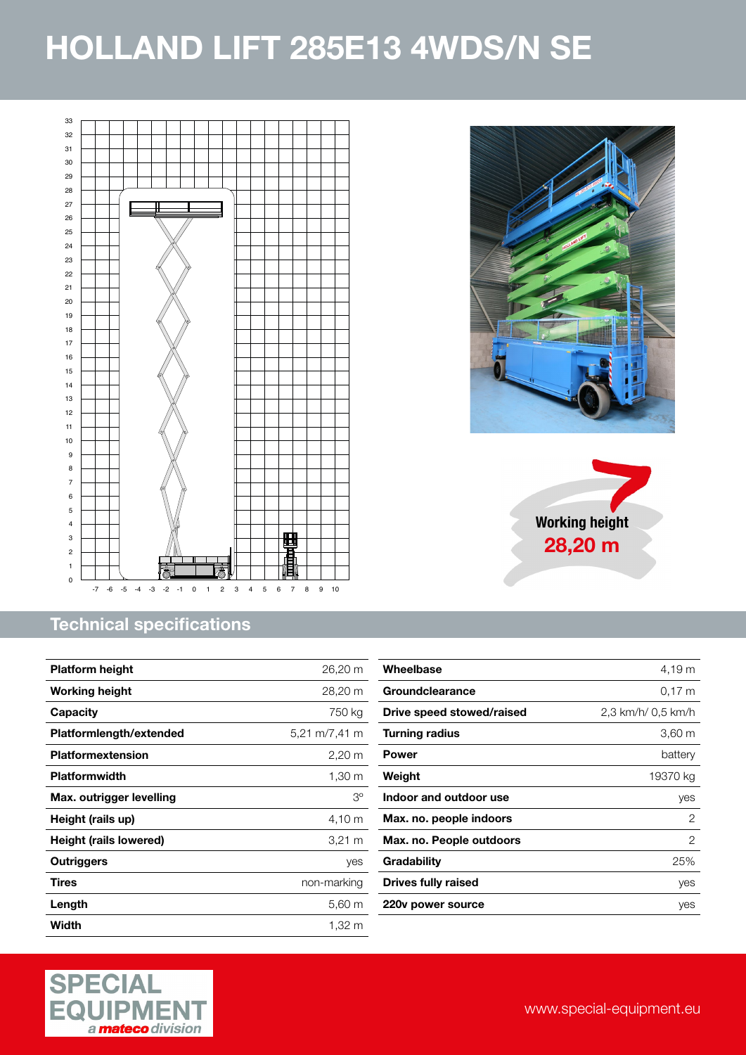# HOLLAND LIFT 285E13 4WDS/N SE

Working height
28,20 m

## Technical specifications

| | |
|---|---|
| **Platform height** | 26,20 m |
| **Working height** | 28,20 m |
| **Capacity** | 750 kg |
| **Platformlength/extended** | 5,21 m/7,41 m |
| **Platformextension** | 2,20 m |
| **Platformwidth** | 1,30 m |
| **Max. outrigger levelling** | 3º |
| **Height (rails up)** | 4,10 m |
| **Height (rails lowered)** | 3,21 m |
| **Outriggers** | yes |
| **Tires** | non-marking |
| **Length** | 5,60 m |
| **Width** | 1,32 m |

| | |
|---|---|
| **Wheelbase** | 4,19 m |
| **Groundclearance** | 0,17 m |
| **Drive speed stowed/raised** | 2,3 km/h/ 0,5 km/h |
| **Turning radius** | 3,60 m |
| **Power** | battery |
| **Weight** | 19370 kg |
| **Indoor and outdoor use** | yes |
| **Max. no. people indoors** | 2 |
| **Max. no. People outdoors** | 2 |
| **Gradability** | 25% |
| **Drives fully raised** | yes |
| **220v power source** | yes |

SPECIAL EQUIPMENT *a mateco division*

www.special-equipment.eu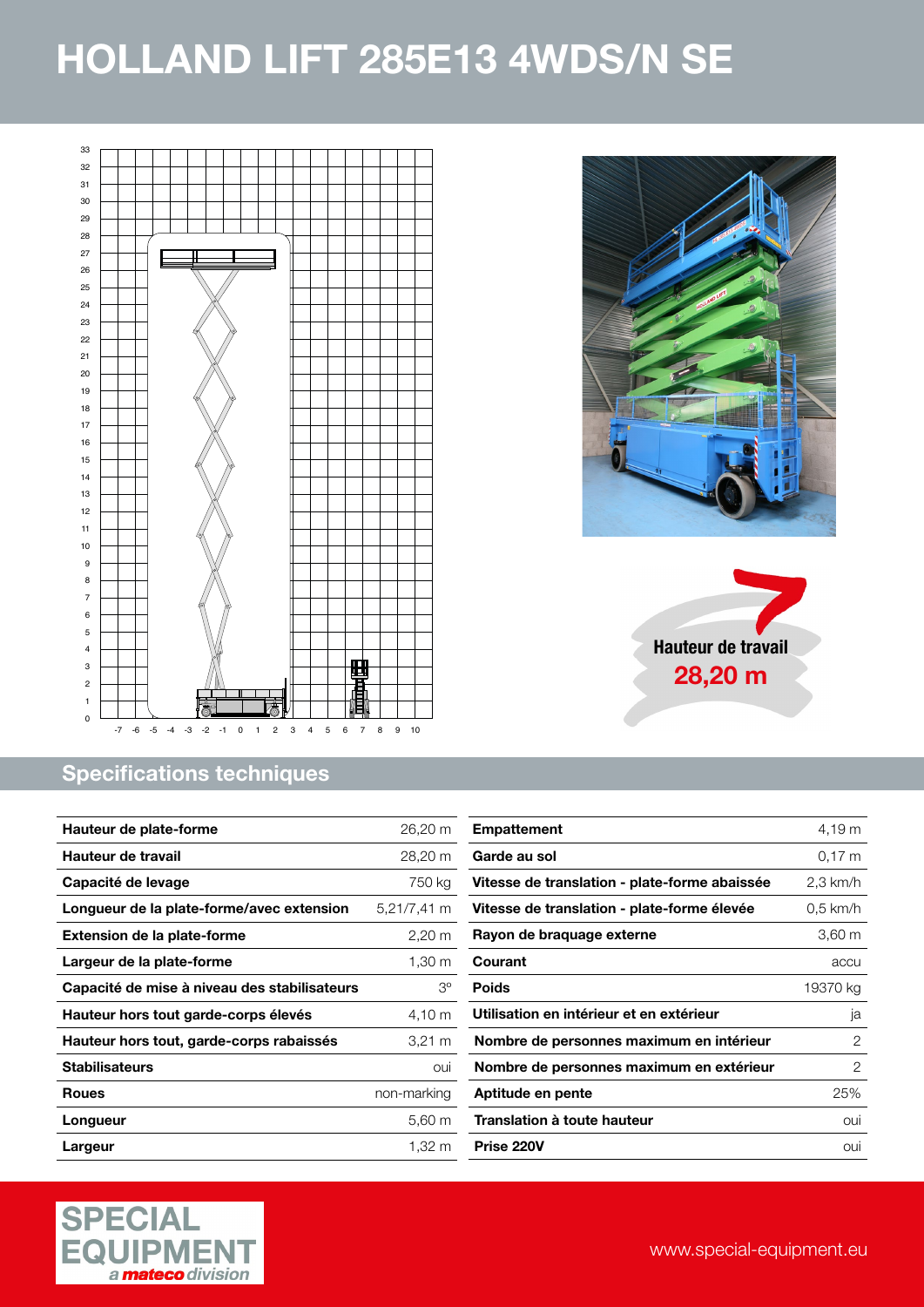# HOLLAND LIFT 285E13 4WDS/N SE

Hauteur de travail
28,20 m

## Specifications techniques

| Hauteur de plate-forme | 26,20 m |
|---|---|
| Hauteur de travail | 28,20 m |
| Capacité de levage | 750 kg |
| Longueur de la plate-forme/avec extension | 5,21/7,41 m |
| Extension de la plate-forme | 2,20 m |
| Largeur de la plate-forme | 1,30 m |
| Capacité de mise à niveau des stabilisateurs | 3° |
| Hauteur hors tout garde-corps élevés | 4,10 m |
| Hauteur hors tout, garde-corps rabaissés | 3,21 m |
| Stabilisateurs | oui |
| Roues | non-marking |
| Longueur | 5,60 m |
| Largeur | 1,32 m |

| Empattement | 4,19 m |
|---|---|
| Garde au sol | 0,17 m |
| Vitesse de translation - plate-forme abaissée | 2,3 km/h |
| Vitesse de translation - plate-forme élevée | 0,5 km/h |
| Rayon de braquage externe | 3,60 m |
| Courant | accu |
| Poids | 19370 kg |
| Utilisation en intérieur et en extérieur | ja |
| Nombre de personnes maximum en intérieur | 2 |
| Nombre de personnes maximum en extérieur | 2 |
| Aptitude en pente | 25% |
| Translation à toute hauteur | oui |
| Prise 220V | oui |

SPECIAL EQUIPMENT
*a mateco division*

www.special-equipment.eu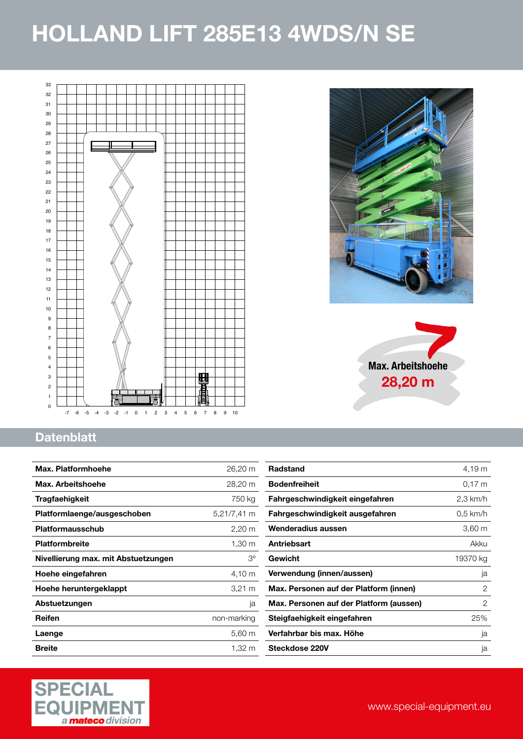# HOLLAND LIFT 285E13 4WDS/N SE

**Max. Arbeitshoehe**
**28,20 m**

## Datenblatt

| | |
|---|---|
| **Max. Platformhoehe** | 26,20 m |
| **Max. Arbeitshoehe** | 28,20 m |
| **Tragfaehigkeit** | 750 kg |
| **Platformlaenge/ausgeschoben** | 5,21/7,41 m |
| **Platformausschub** | 2,20 m |
| **Platformbreite** | 1,30 m |
| **Nivellierung max. mit Abstuetzungen** | 3° |
| **Hoehe eingefahren** | 4,10 m |
| **Hoehe heruntergeklappt** | 3,21 m |
| **Abstuetzungen** | ja |
| **Reifen** | non-marking |
| **Laenge** | 5,60 m |
| **Breite** | 1,32 m |

| | |
|---|---|
| **Radstand** | 4,19 m |
| **Bodenfreiheit** | 0,17 m |
| **Fahrgeschwindigkeit eingefahren** | 2,3 km/h |
| **Fahrgeschwindigkeit ausgefahren** | 0,5 km/h |
| **Wenderadius aussen** | 3,60 m |
| **Antriebsart** | Akku |
| **Gewicht** | 19370 kg |
| **Verwendung (innen/aussen)** | ja |
| **Max. Personen auf der Platform (innen)** | 2 |
| **Max. Personen auf der Platform (aussen)** | 2 |
| **Steigfaehigkeit eingefahren** | 25% |
| **Verfahrbar bis max. Höhe** | ja |
| **Steckdose 220V** | ja |

SPECIAL EQUIPMENT
*a mateco division*

www.special-equipment.eu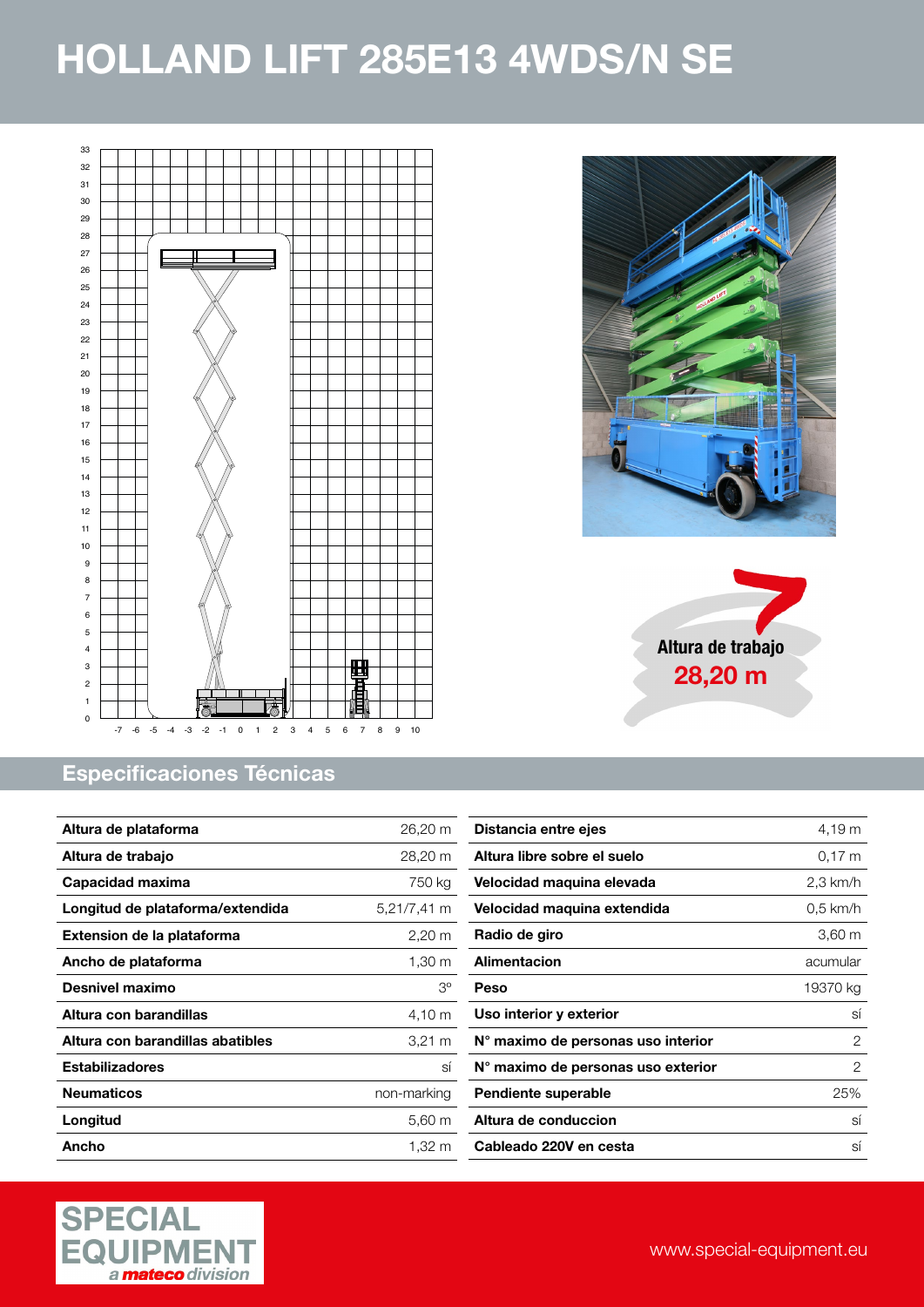# HOLLAND LIFT 285E13 4WDS/N SE

33
32
31
30
29
28
27
26
25
24
23
22
21
20
19
18
17
16
15
14
13
12
11
10
9
8
7
6
5
4
3
2
1
0

-7 -6 -5 -4 -3 -2 -1 0 1 2 3 4 5 6 7 8 9 10

**Altura de trabajo**
**28,20 m**

## Especificaciones Técnicas

| | | | |
|---|---|---|---|
| **Altura de plataforma** | 26,20 m | **Distancia entre ejes** | 4,19 m |
| **Altura de trabajo** | 28,20 m | **Altura libre sobre el suelo** | 0,17 m |
| **Capacidad maxima** | 750 kg | **Velocidad maquina elevada** | 2,3 km/h |
| **Longitud de plataforma/extendida** | 5,21/7,41 m | **Velocidad maquina extendida** | 0,5 km/h |
| **Extension de la plataforma** | 2,20 m | **Radio de giro** | 3,60 m |
| **Ancho de plataforma** | 1,30 m | **Alimentacion** | acumular |
| **Desnivel maximo** | 3° | **Peso** | 19370 kg |
| **Altura con barandillas** | 4,10 m | **Uso interior y exterior** | sí |
| **Altura con barandillas abatibles** | 3,21 m | **N° maximo de personas uso interior** | 2 |
| **Estabilizadores** | sí | **N° maximo de personas uso exterior** | 2 |
| **Neumaticos** | non-marking | **Pendiente superable** | 25% |
| **Longitud** | 5,60 m | **Altura de conduccion** | sí |
| **Ancho** | 1,32 m | **Cableado 220V en cesta** | sí |

SPECIAL EQUIPMENT
*a mateco division*

www.special-equipment.eu